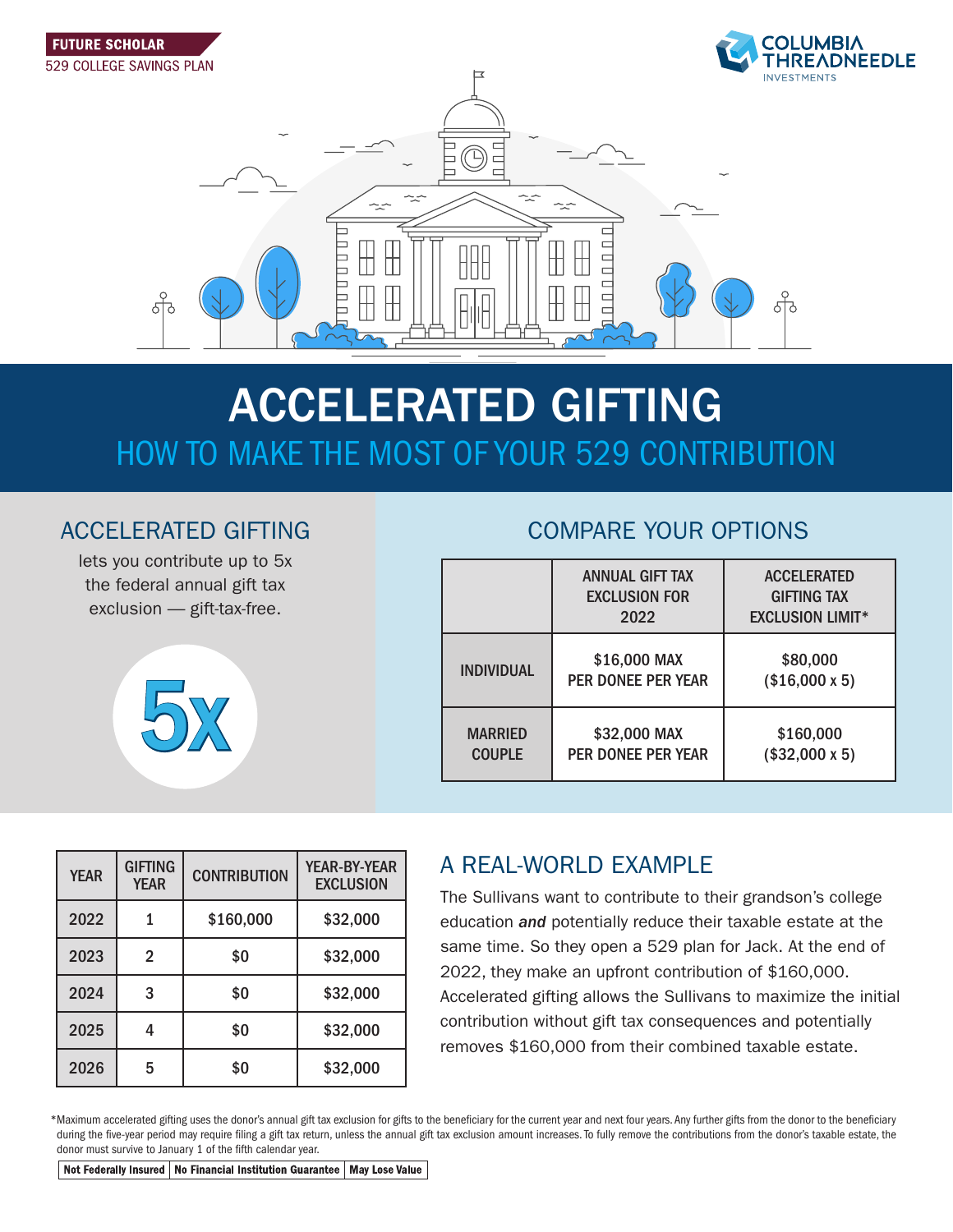FUTURE SCHOLAR
529 COLLEGE SAVINGS PLAN

COLUMBIA THREADNEEDLE INVESTMENTS

# ACCELERATED GIFTING

## HOW TO MAKE THE MOST OF YOUR 529 CONTRIBUTION

## ACCELERATED GIFTING

lets you contribute up to 5x the federal annual gift tax exclusion — gift-tax-free.

5x

## COMPARE YOUR OPTIONS

| | ANNUAL GIFT TAX EXCLUSION FOR 2022 | ACCELERATED GIFTING TAX EXCLUSION LIMIT* |
|---|---|---|
| INDIVIDUAL | $16,000 MAX PER DONEE PER YEAR | $80,000 ($16,000 x 5) |
| MARRIED COUPLE | $32,000 MAX PER DONEE PER YEAR | $160,000 ($32,000 x 5) |

| YEAR | GIFTING YEAR | CONTRIBUTION | YEAR-BY-YEAR EXCLUSION |
|---|---|---|---|
| 2022 | 1 | $160,000 | $32,000 |
| 2023 | 2 | $0 | $32,000 |
| 2024 | 3 | $0 | $32,000 |
| 2025 | 4 | $0 | $32,000 |
| 2026 | 5 | $0 | $32,000 |

## A REAL-WORLD EXAMPLE

The Sullivans want to contribute to their grandson's college education ***and*** potentially reduce their taxable estate at the same time. So they open a 529 plan for Jack. At the end of 2022, they make an upfront contribution of $160,000. Accelerated gifting allows the Sullivans to maximize the initial contribution without gift tax consequences and potentially removes $160,000 from their combined taxable estate.

*Maximum accelerated gifting uses the donor's annual gift tax exclusion for gifts to the beneficiary for the current year and next four years. Any further gifts from the donor to the beneficiary during the five-year period may require filing a gift tax return, unless the annual gift tax exclusion amount increases. To fully remove the contributions from the donor's taxable estate, the donor must survive to January 1 of the fifth calendar year.

Not Federally Insured | No Financial Institution Guarantee | May Lose Value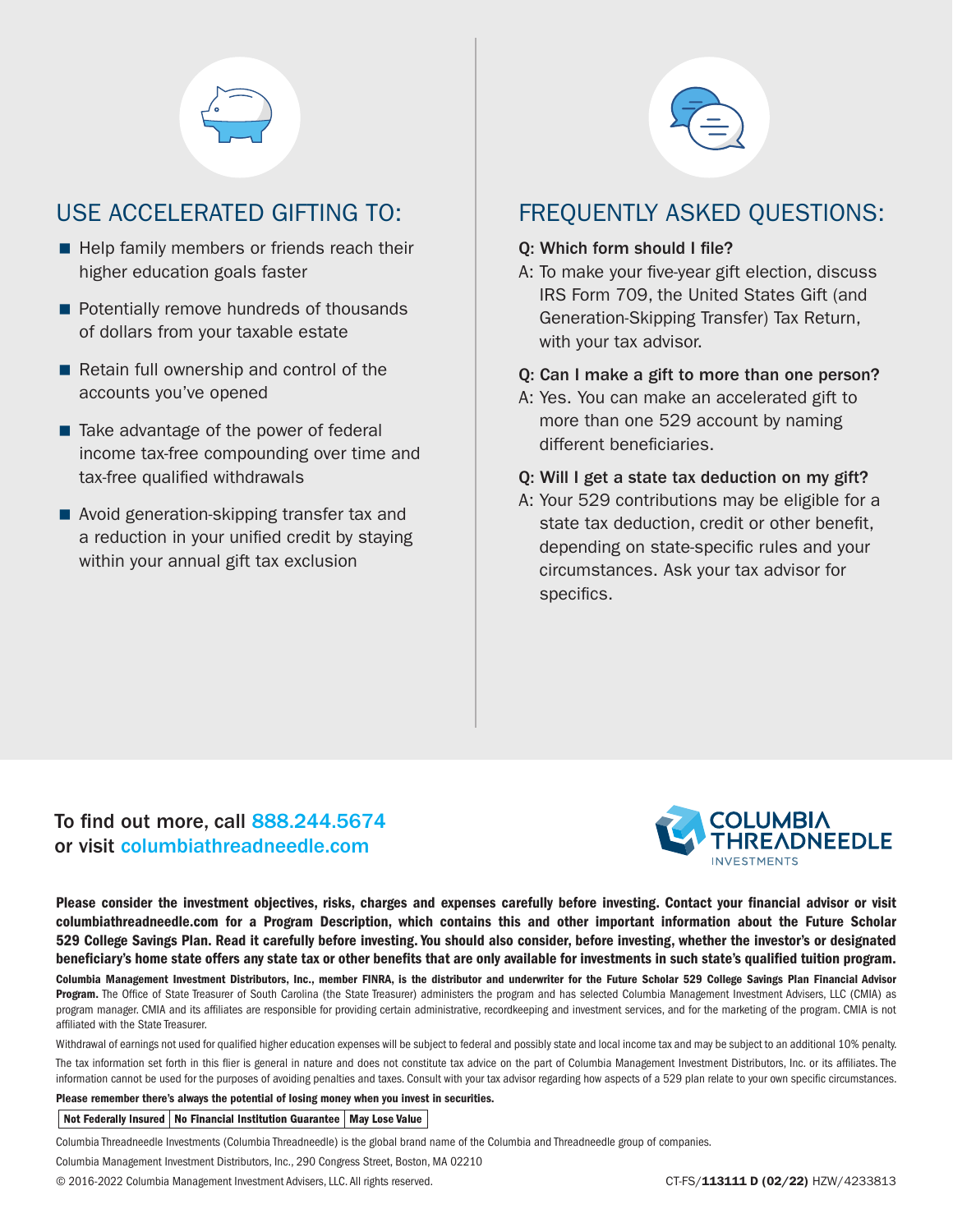## USE ACCELERATED GIFTING TO:

- Help family members or friends reach their higher education goals faster
- Potentially remove hundreds of thousands of dollars from your taxable estate
- Retain full ownership and control of the accounts you've opened
- Take advantage of the power of federal income tax-free compounding over time and tax-free qualified withdrawals
- Avoid generation-skipping transfer tax and a reduction in your unified credit by staying within your annual gift tax exclusion

## FREQUENTLY ASKED QUESTIONS:

**Q: Which form should I file?**

A: To make your five-year gift election, discuss IRS Form 709, the United States Gift (and Generation-Skipping Transfer) Tax Return, with your tax advisor.

**Q: Can I make a gift to more than one person?**

A: Yes. You can make an accelerated gift to more than one 529 account by naming different beneficiaries.

**Q: Will I get a state tax deduction on my gift?**

A: Your 529 contributions may be eligible for a state tax deduction, credit or other benefit, depending on state-specific rules and your circumstances. Ask your tax advisor for specifics.

To find out more, call 888.244.5674
or visit columbiathreadneedle.com

COLUMBIA THREADNEEDLE INVESTMENTS

**Please consider the investment objectives, risks, charges and expenses carefully before investing. Contact your financial advisor or visit columbiathreadneedle.com for a Program Description, which contains this and other important information about the Future Scholar 529 College Savings Plan. Read it carefully before investing. You should also consider, before investing, whether the investor's or designated beneficiary's home state offers any state tax or other benefits that are only available for investments in such state's qualified tuition program.**

**Columbia Management Investment Distributors, Inc., member FINRA, is the distributor and underwriter for the Future Scholar 529 College Savings Plan Financial Advisor Program.** The Office of State Treasurer of South Carolina (the State Treasurer) administers the program and has selected Columbia Management Investment Advisers, LLC (CMIA) as program manager. CMIA and its affiliates are responsible for providing certain administrative, recordkeeping and investment services, and for the marketing of the program. CMIA is not affiliated with the State Treasurer.

Withdrawal of earnings not used for qualified higher education expenses will be subject to federal and possibly state and local income tax and may be subject to an additional 10% penalty.

The tax information set forth in this flier is general in nature and does not constitute tax advice on the part of Columbia Management Investment Distributors, Inc. or its affiliates. The information cannot be used for the purposes of avoiding penalties and taxes. Consult with your tax advisor regarding how aspects of a 529 plan relate to your own specific circumstances.

**Please remember there's always the potential of losing money when you invest in securities.**

| Not Federally Insured | No Financial Institution Guarantee | May Lose Value |
|---|---|---|

Columbia Threadneedle Investments (Columbia Threadneedle) is the global brand name of the Columbia and Threadneedle group of companies.

Columbia Management Investment Distributors, Inc., 290 Congress Street, Boston, MA 02210

© 2016-2022 Columbia Management Investment Advisers, LLC. All rights reserved.

CT-FS/**113111 D (02/22)** HZW/4233813